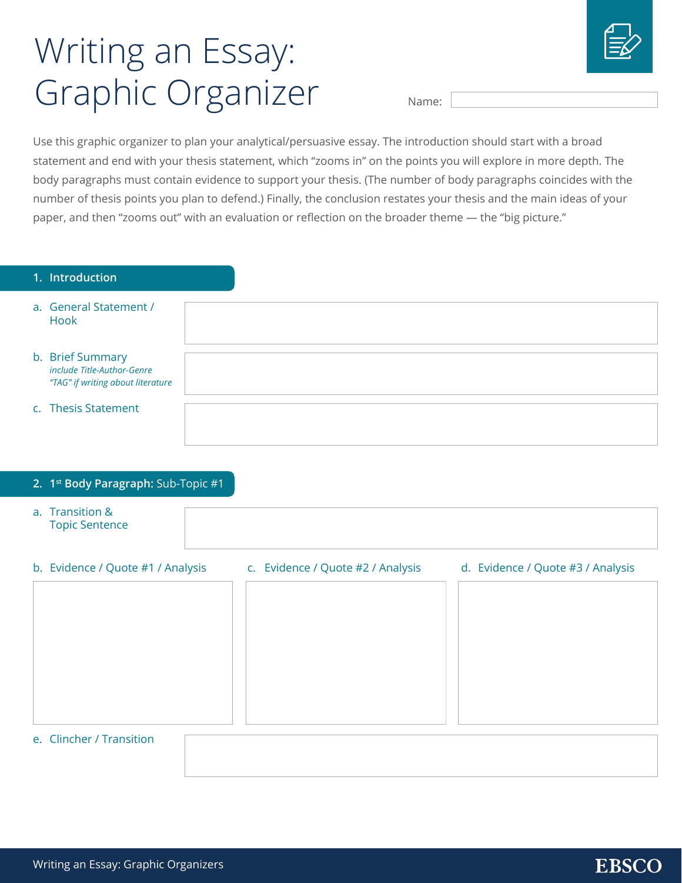# Writing an Essay: Graphic Organizer

Name:

Use this graphic organizer to plan your analytical/persuasive essay. The introduction should start with a broad statement and end with your thesis statement, which "zooms in" on the points you will explore in more depth. The body paragraphs must contain evidence to support your thesis. (The number of body paragraphs coincides with the number of thesis points you plan to defend.) Finally, the conclusion restates your thesis and the main ideas of your paper, and then "zooms out" with an evaluation or reflection on the broader theme — the "big picture."

## 1. Introduction

a. General Statement / Hook

b. Brief Summary
*include Title-Author-Genre "TAG" if writing about literature*

c. Thesis Statement

## 2. 1st Body Paragraph: Sub-Topic #1

a. Transition & Topic Sentence

b. Evidence / Quote #1 / Analysis

c. Evidence / Quote #2 / Analysis

d. Evidence / Quote #3 / Analysis

e. Clincher / Transition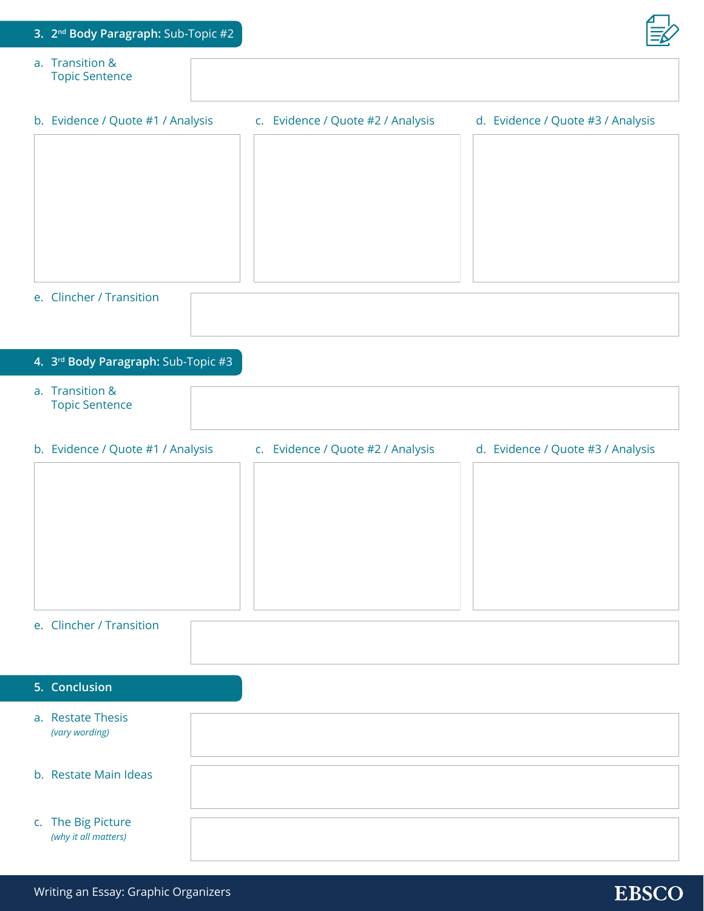## 3. 2nd Body Paragraph: Sub-Topic #2

a. Transition & Topic Sentence

b. Evidence / Quote #1 / Analysis

c. Evidence / Quote #2 / Analysis

d. Evidence / Quote #3 / Analysis

e. Clincher / Transition

## 4. 3rd Body Paragraph: Sub-Topic #3

a. Transition & Topic Sentence

b. Evidence / Quote #1 / Analysis

c. Evidence / Quote #2 / Analysis

d. Evidence / Quote #3 / Analysis

e. Clincher / Transition

## 5. Conclusion

a. Restate Thesis *(vary wording)*

b. Restate Main Ideas

c. The Big Picture *(why it all matters)*